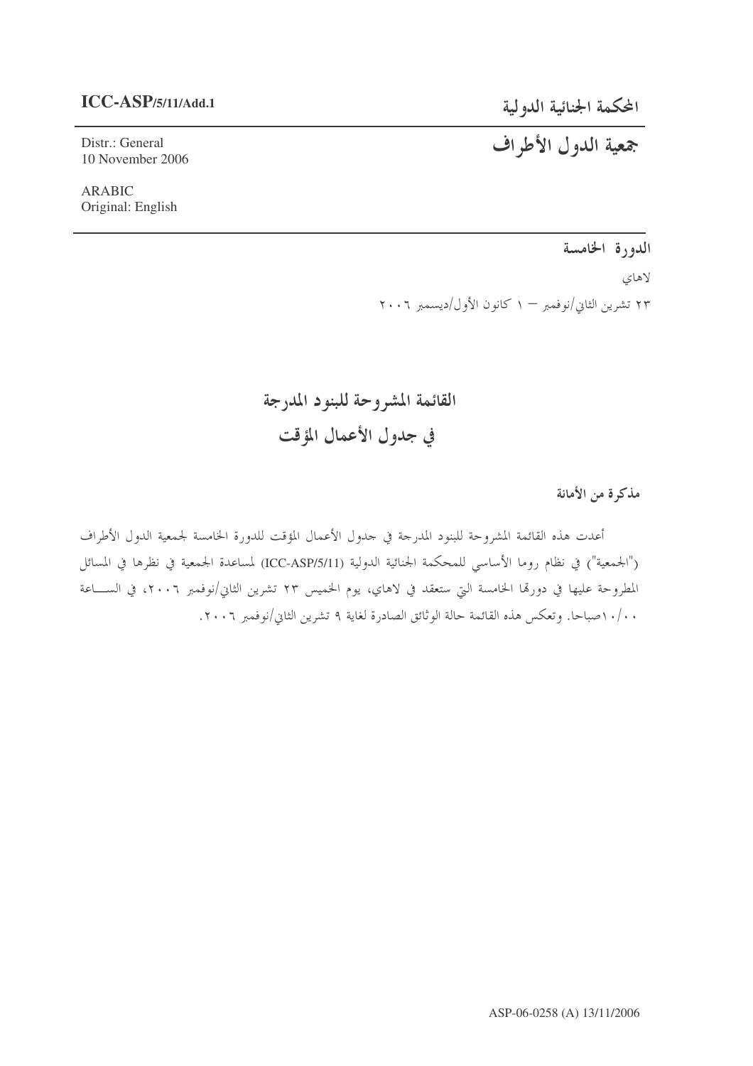**ICC-ASP/5/11/Add.1**

Distr.: General
10 November 2006

ARABIC
Original: English

**المحكمة الجنائية الدولية**

# جمعية الدول الأطراف

**الدورة الخامسة**

لاهاي

٢٣ تشرين الثاني/نوفمبر – ١ كانون الأول/ديسمبر ٢٠٠٦

# القائمة المشروحة للبنود المدرجة في جدول الأعمال المؤقت

**مذكرة من الأمانة**

أعدت هذه القائمة المشروحة للبنود المدرجة في جدول الأعمال المؤقت للدورة الخامسة لجمعية الدول الأطراف ("الجمعية") في نظام روما الأساسي للمحكمة الجنائية الدولية (ICC-ASP/5/11) لمساعدة الجمعية في نظرها في المسائل المطروحة عليها في دورتها الخامسة التي ستعقد في لاهاي، يوم الخميس ٢٣ تشرين الثاني/نوفمبر ٢٠٠٦، في الساعة ١٠/٠٠صباحا. وتعكس هذه القائمة حالة الوثائق الصادرة لغاية ٩ تشرين الثاني/نوفمبر ٢٠٠٦.

ASP-06-0258 (A) 13/11/2006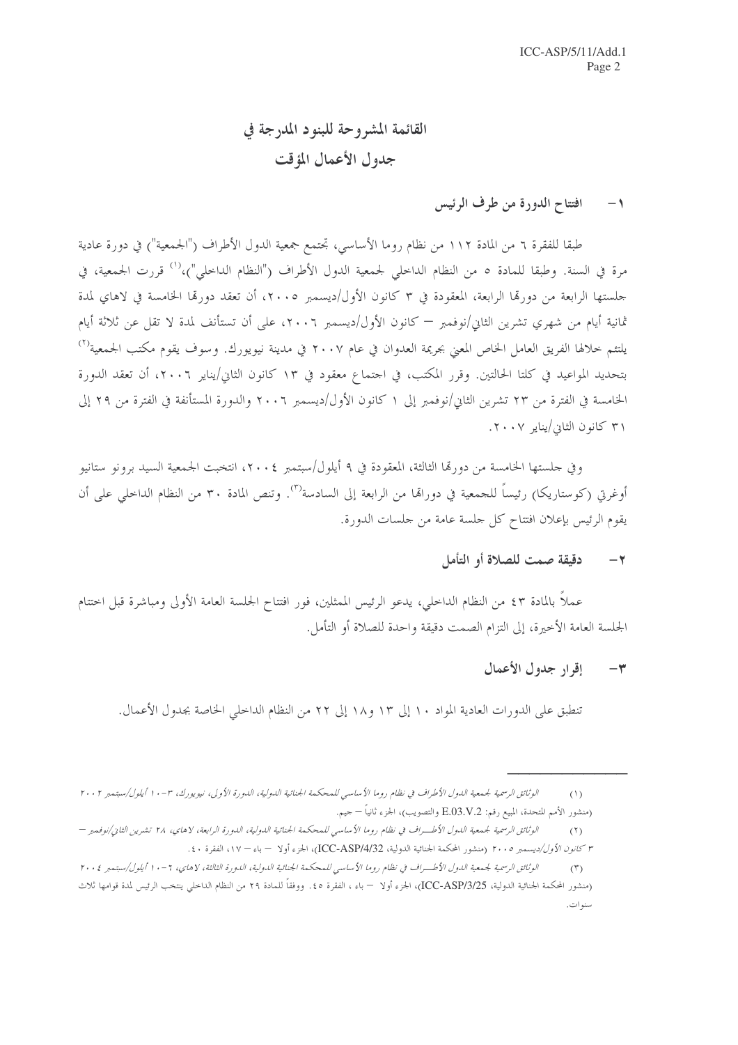# القائمة المشروحة للبنود المدرجة في جدول الأعمال المؤقت

## ١ - افتتاح الدورة من طرف الرئيس

طبقا للفقرة ٦ من المادة ١١٢ من نظام روما الأساسي، تجتمع جمعية الدول الأطراف ("الجمعية") في دورة عادية مرة في السنة. وطبقا للمادة ٥ من النظام الداخلي لجمعية الدول الأطراف ("النظام الداخلي")،[١] قررت الجمعية، في جلستها الرابعة من دورتها الرابعة، المعقودة في ٣ كانون الأول/ديسمبر ٢٠٠٥، أن تعقد دورتها الخامسة في لاهاي لمدة ثمانية أيام من شهري تشرين الثاني/نوفمبر — كانون الأول/ديسمبر ٢٠٠٦، على أن تستأنف لمدة لا تقل عن ثلاثة أيام يلتئم خلالها الفريق العامل الخاص المعني بجريمة العدوان في عام ٢٠٠٧ في مدينة نيويورك. وسوف يقوم مكتب الجمعية[٢] بتحديد المواعيد في كلتا الحالتين. وقرر المكتب، في اجتماع معقود في ١٣ كانون الثاني/يناير ٢٠٠٦، أن تعقد الدورة الخامسة في الفترة من ٢٣ تشرين الثاني/نوفمبر إلى ١ كانون الأول/ديسمبر ٢٠٠٦ والدورة المستأنفة في الفترة من ٢٩ إلى ٣١ كانون الثاني/يناير ٢٠٠٧.

وفي جلستها الخامسة من دورتها الثالثة، المعقودة في ٩ أيلول/سبتمبر ٢٠٠٤، انتخبت الجمعية السيد برونو ستانيو أوغرتي (كوستاريكا) رئيساً للجمعية في دوراتها من الرابعة إلى السادسة[٣]. وتنص المادة ٣٠ من النظام الداخلي على أن يقوم الرئيس بإعلان افتتاح كل جلسة عامة من جلسات الدورة.

## ٢ - دقيقة صمت للصلاة أو التأمل

عملاً بالمادة ٤٣ من النظام الداخلي، يدعو الرئيس الممثلين، فور افتتاح الجلسة العامة الأولى ومباشرة قبل اختتام الجلسة العامة الأخيرة، إلى التزام الصمت دقيقة واحدة للصلاة أو التأمل.

## ٣ - إقرار جدول الأعمال

تنطبق على الدورات العادية المواد ١٠ إلى ١٣ و١٨ إلى ٢٢ من النظام الداخلي الخاصة بجدول الأعمال.

---

(١) *الوثائق الرسمية لجمعية الدول الأطراف في نظام روما الأساسي للمحكمة الجنائية الدولية، الدورة الأولى، نيويورك، ٣-١٠ أيلول/سبتمبر ٢٠٠٢* (منشور الأمم المتحدة، المبيع رقم: E.03.V.2 والتصويب)، الجزء ثانياً — جيم.

(٢) *الوثائق الرسمية لجمعية الدول الأطراف في نظام روما الأساسي للمحكمة الجنائية الدولية، الدورة الرابعة، لاهاي، ٢٨ تشرين الثاني/نوفمبر — ٣ كانون الأول/ديسمبر ٢٠٠٥* (منشور المحكمة الجنائية الدولية، ICC-ASP/4/32)، الجزء أولا — باء — ١٧، الفقرة ٤٠.

(٣) *الوثائق الرسمية لجمعية الدول الأطراف في نظام روما الأساسي للمحكمة الجنائية الدولية، الدورة الثالثة، لاهاي، ٦-١٠ أيلول/سبتمبر ٢٠٠٤* (منشور المحكمة الجنائية الدولية، ICC-ASP/3/25)، الجزء أولا — باء ، الفقرة ٤٥. ووفقاً للمادة ٢٩ من النظام الداخلي ينتخب الرئيس لمدة قوامها ثلاث سنوات.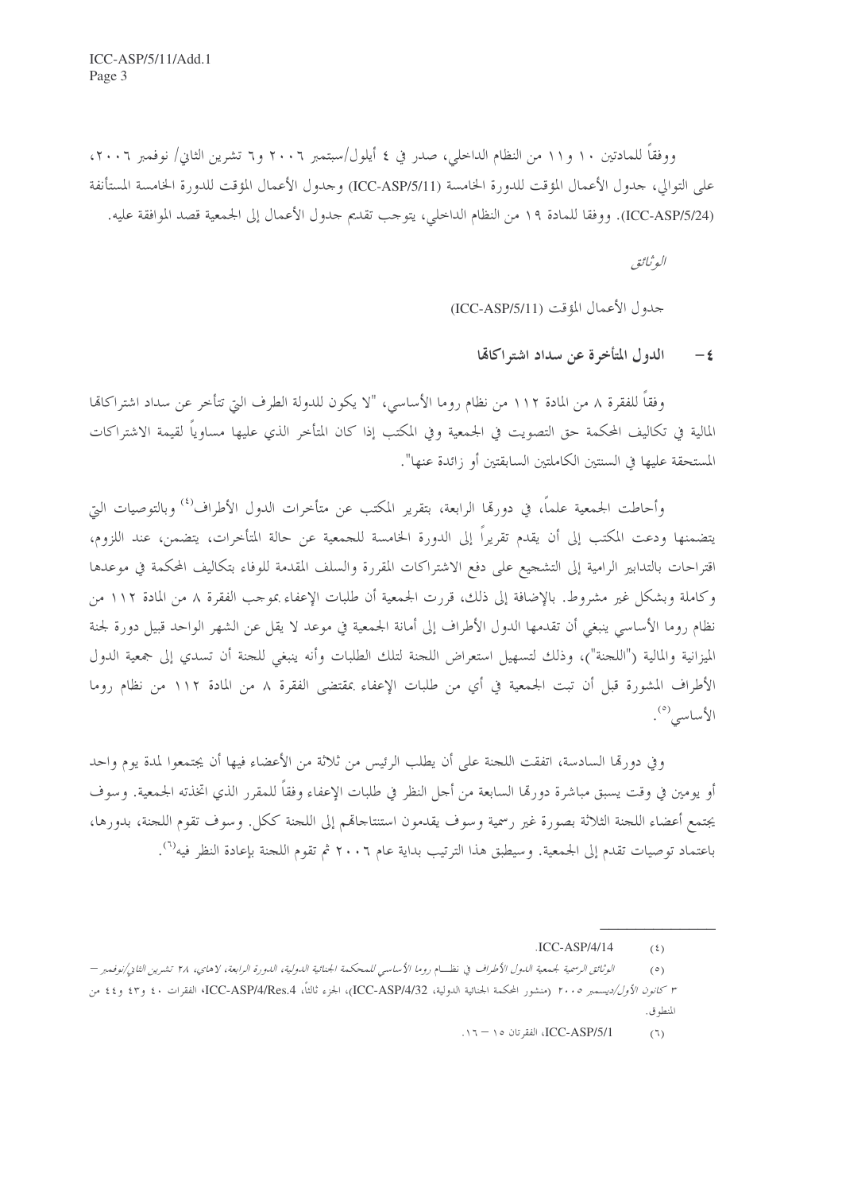ووفقاً للمادتين ١٠ و١١ من النظام الداخلي، صدر في ٤ أيلول/سبتمبر ٢٠٠٦ و٦ تشرين الثاني/ نوفمبر ٢٠٠٦، على التوالي، جدول الأعمال المؤقت للدورة الخامسة (ICC-ASP/5/11) وجدول الأعمال المؤقت للدورة الخامسة المستأنفة (ICC-ASP/5/24). ووفقا للمادة ١٩ من النظام الداخلي، يتوجب تقديم جدول الأعمال إلى الجمعية قصد الموافقة عليه.

*الوثائق*

جدول الأعمال المؤقت (ICC-ASP/5/11)

**٤ - الدول المتأخرة عن سداد اشتراكاتها**

وفقاً للفقرة ٨ من المادة ١١٢ من نظام روما الأساسي، "لا يكون للدولة الطرف التي تتأخر عن سداد اشتراكاتها المالية في تكاليف المحكمة حق التصويت في الجمعية وفي المكتب إذا كان المتأخر الذي عليها مساوياً لقيمة الاشتراكات المستحقة عليها في السنتين الكاملتين السابقتين أو زائدة عنها".

وأحاطت الجمعية علماً، في دورتها الرابعة، بتقرير المكتب عن متأخرات الدول الأطراف[٤] وبالتوصيات التي يتضمنها ودعت المكتب إلى أن يقدم تقريراً إلى الدورة الخامسة للجمعية عن حالة المتأخرات، يتضمن، عند اللزوم، اقتراحات بالتدابير الرامية إلى التشجيع على دفع الاشتراكات المقررة والسلف المقدمة للوفاء بتكاليف المحكمة في موعدها وكاملة وبشكل غير مشروط. بالإضافة إلى ذلك، قررت الجمعية أن طلبات الإعفاء بموجب الفقرة ٨ من المادة ١١٢ من نظام روما الأساسي ينبغي أن تقدمها الدول الأطراف إلى أمانة الجمعية في موعد لا يقل عن الشهر الواحد قبيل دورة لجنة الميزانية والمالية ("اللجنة")، وذلك لتسهيل استعراض اللجنة لتلك الطلبات وأنه ينبغي للجنة أن تسدي إلى جمعية الدول الأطراف المشورة قبل أن تبت الجمعية في أي من طلبات الإعفاء بمقتضى الفقرة ٨ من المادة ١١٢ من نظام روما الأساسي[٥].

وفي دورتها السادسة، اتفقت اللجنة على أن يطلب الرئيس من ثلاثة من الأعضاء فيها أن يجتمعوا لمدة يوم واحد أو يومين في وقت يسبق مباشرة دورتها السابعة من أجل النظر في طلبات الإعفاء وفقاً للمقرر الذي اتخذته الجمعية. وسوف يجتمع أعضاء اللجنة الثلاثة بصورة غير رسمية وسوف يقدمون استنتاجاتهم إلى اللجنة ككل. وسوف تقوم اللجنة، بدورها، باعتماد توصيات تقدم إلى الجمعية. وسيطبق هذا الترتيب بداية عام ٢٠٠٦ ثم تقوم اللجنة بإعادة النظر فيه[٦].

---

(٤) ICC-ASP/4/14.

(٥) *الوثائق الرسمية لجمعية الدول الأطراف في نظام روما الأساسي للمحكمة الجنائية الدولية، الدورة الرابعة، لاهاي، ٢٨ تشرين الثاني/نوفمبر – ٣ كانون الأول/ديسمبر ٢٠٠٥* (منشور المحكمة الجنائية الدولية، ICC-ASP/4/32)، الجزء ثالثاً، ICC-ASP/4/Res.4، الفقرات ٤٠ و٤٣ و٤٤ من المنطوق.

(٦) ICC-ASP/5/1، الفقرتان ١٥ – ١٦.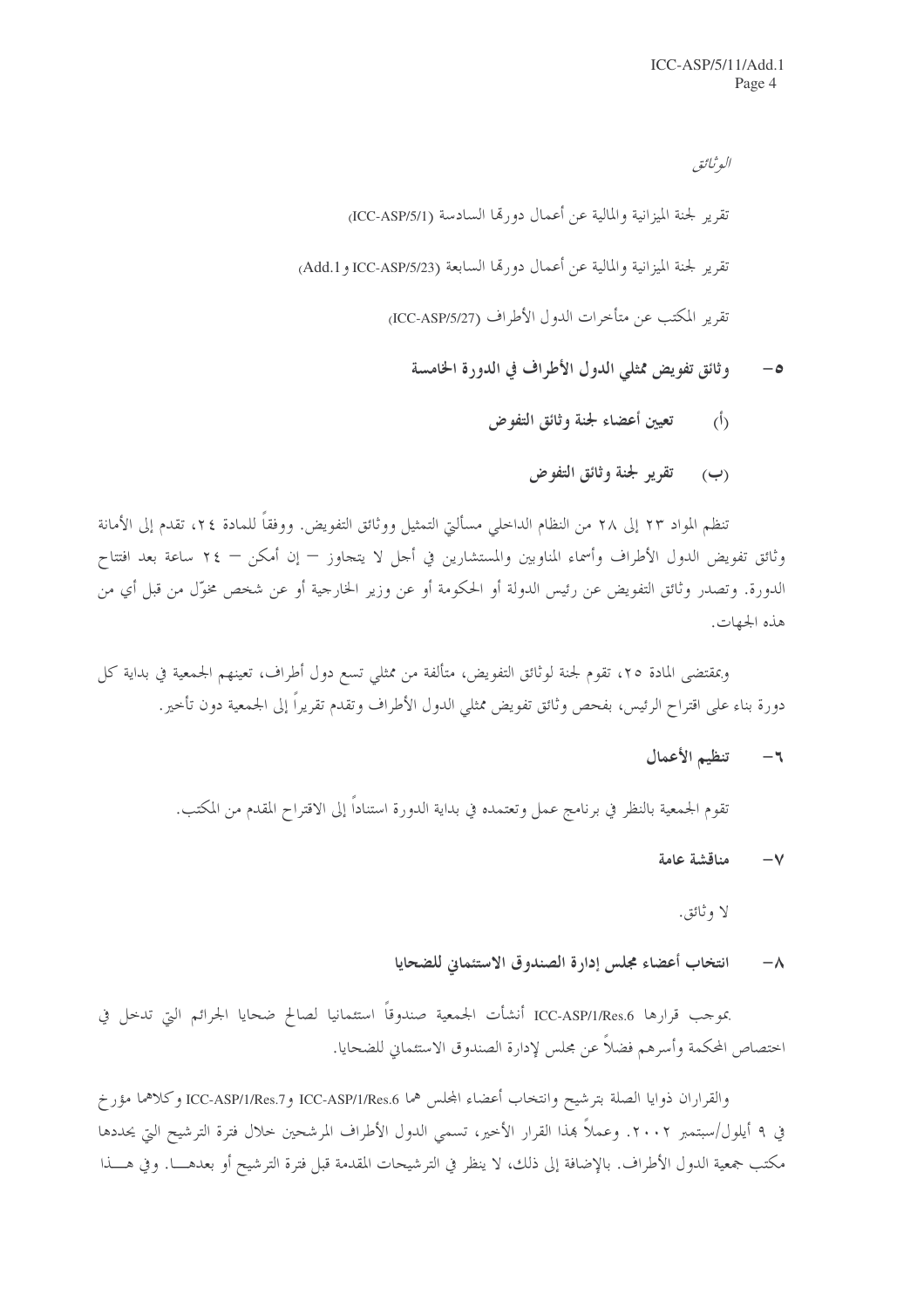*الوثائق*

تقرير لجنة الميزانية والمالية عن أعمال دورتها السادسة (ICC-ASP/5/1)

تقرير لجنة الميزانية والمالية عن أعمال دورتها السابعة (ICC-ASP/5/23 وAdd.1)

تقرير المكتب عن متأخرات الدول الأطراف (ICC-ASP/5/27)

**٥- وثائق تفويض ممثلي الدول الأطراف في الدورة الخامسة**

**(أ) تعيين أعضاء لجنة وثائق التفوض**

**(ب) تقرير لجنة وثائق التفوض**

تنظم المواد ٢٣ إلى ٢٨ من النظام الداخلي مسألتي التمثيل ووثائق التفويض. ووفقاً للمادة ٢٤، تقدم إلى الأمانة وثائق تفويض الدول الأطراف وأسماء المناوبين والمستشارين في أجل لا يتجاوز – إن أمكن – ٢٤ ساعة بعد افتتاح الدورة. وتصدر وثائق التفويض عن رئيس الدولة أو الحكومة أو عن وزير الخارجية أو عن شخص مخوّل من قبل أي من هذه الجهات.

وبمقتضى المادة ٢٥، تقوم لجنة لوثائق التفويض، متألفة من ممثلي تسع دول أطراف، تعينهم الجمعية في بداية كل دورة بناء على اقتراح الرئيس، بفحص وثائق تفويض ممثلي الدول الأطراف وتقدم تقريراً إلى الجمعية دون تأخير.

**٦- تنظيم الأعمال**

تقوم الجمعية بالنظر في برنامج عمل وتعتمده في بداية الدورة استناداً إلى الاقتراح المقدم من المكتب.

**٧- مناقشة عامة**

لا وثائق.

**٨- انتخاب أعضاء مجلس إدارة الصندوق الاستئماني للضحايا**

بموجب قرارها ICC-ASP/1/Res.6 أنشأت الجمعية صندوقاً استئمانيا لصالح ضحايا الجرائم التي تدخل في اختصاص المحكمة وأسرهم فضلاً عن مجلس لإدارة الصندوق الاستئماني للضحايا.

والقراران ذوايا الصلة بترشيح وانتخاب أعضاء المجلس هما ICC-ASP/1/Res.6 وICC-ASP/1/Res.7 وكلاهما مؤرخ في ٩ أيلول/سبتمبر ٢٠٠٢. وعملاً بهذا القرار الأخير، تسمي الدول الأطراف المرشحين خلال فترة الترشيح التي يحددها مكتب جمعية الدول الأطراف. بالإضافة إلى ذلك، لا ينظر في الترشيحات المقدمة قبل فترة الترشيح أو بعدها. وفي هذا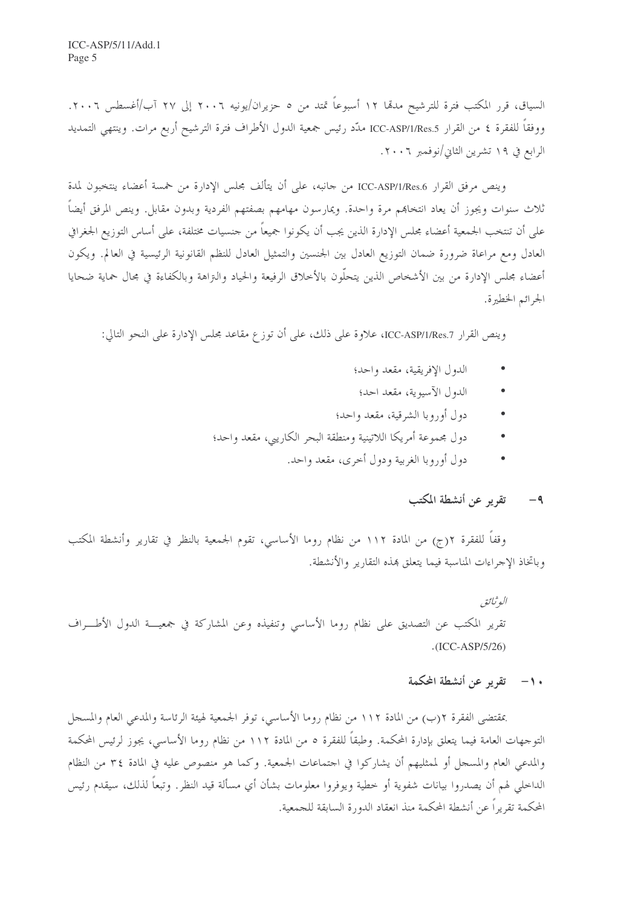السياق، قرر المكتب فترة للترشيح مدها ١٢ أسبوعاً تمتد من ٥ حزيران/يونيه ٢٠٠٦ إلى ٢٧ آب/أغسطس ٢٠٠٦. ووفقاً للفقرة ٤ من القرار ICC-ASP/1/Res.5 مدّد رئيس جمعية الدول الأطراف فترة الترشيح أربع مرات. وينتهي التمديد الرابع في ١٩ تشرين الثاني/نوفمبر ٢٠٠٦.

وينص مرفق القرار ICC-ASP/1/Res.6 من جانبه، على أن يتألف مجلس الإدارة من خمسة أعضاء ينتخبون لمدة ثلاث سنوات ويجوز أن يعاد انتخابهم مرة واحدة. ويمارسون مهامهم بصفتهم الفردية وبدون مقابل. وينص المرفق أيضاً على أن تنتخب الجمعية أعضاء مجلس الإدارة الذين يجب أن يكونوا جميعاً من جنسيات مختلفة، على أساس التوزيع الجغرافي العادل ومع مراعاة ضرورة ضمان التوزيع العادل بين الجنسين والتمثيل العادل للنظم القانونية الرئيسية في العالم. ويكون أعضاء مجلس الإدارة من بين الأشخاص الذين يتحلّون بالأخلاق الرفيعة والحياد والنزاهة وبالكفاءة في مجال حماية ضحايا الجرائم الخطيرة.

وينص القرار ICC-ASP/1/Res.7، علاوة على ذلك، على أن توزع مقاعد مجلس الإدارة على النحو التالي:

- الدول الإفريقية، مقعد واحد؛
- الدول الآسيوية، مقعد احد؛
- دول أوروبا الشرقية، مقعد واحد؛
- دول مجموعة أمريكا اللاتينية ومنطقة البحر الكاريبي، مقعد واحد؛
- دول أوروبا الغربية ودول أخرى، مقعد واحد.

## ٩- تقرير عن أنشطة المكتب

وفقاً للفقرة ٢(ج) من المادة ١١٢ من نظام روما الأساسي، تقوم الجمعية بالنظر في تقارير وأنشطة المكتب وباتخاذ الإجراءات المناسبة فيما يتعلق بهذه التقارير والأنشطة.

*الوثائق*

تقرير المكتب عن التصديق على نظام روما الأساسي وتنفيذه وعن المشاركة في جمعية الدول الأطراف (ICC-ASP/5/26).

## ١٠- تقرير عن أنشطة المحكمة

بمقتضى الفقرة ٢(ب) من المادة ١١٢ من نظام روما الأساسي، توفر الجمعية لهيئة الرئاسة والمدعي العام والمسجل التوجهات العامة فيما يتعلق بإدارة المحكمة. وطبقاً للفقرة ٥ من المادة ١١٢ من نظام روما الأساسي، يجوز لرئيس المحكمة والمدعي العام والمسجل أو لممثليهم أن يشاركوا في اجتماعات الجمعية. وكما هو منصوص عليه في المادة ٣٤ من النظام الداخلي لهم أن يصدروا بيانات شفوية أو خطية ويوفروا معلومات بشأن أي مسألة قيد النظر. وتبعاً لذلك، سيقدم رئيس المحكمة تقريراً عن أنشطة المحكمة منذ انعقاد الدورة السابقة للجمعية.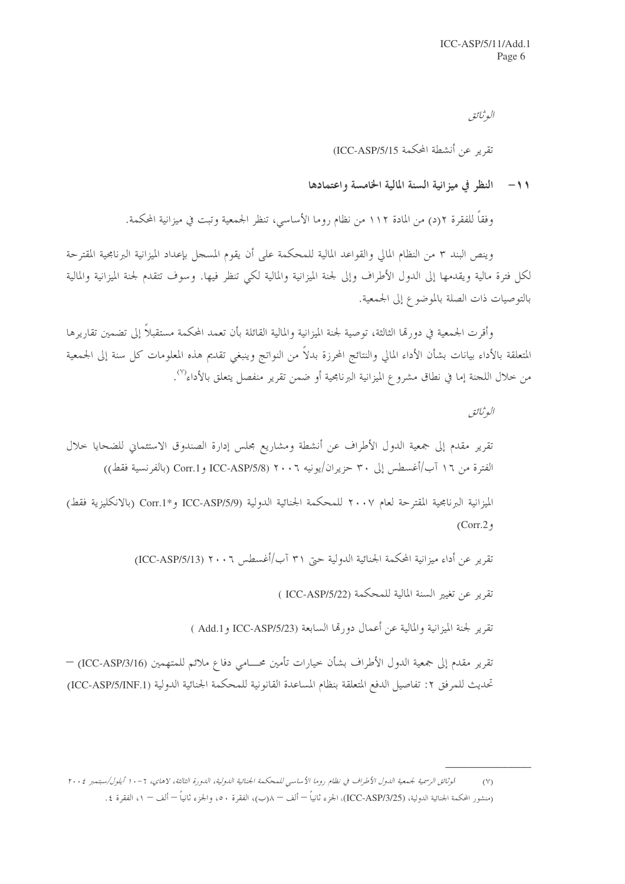*الوثائق*

تقرير عن أنشطة المحكمة (ICC-ASP/5/15)

### ١١- النظر في ميزانية السنة المالية الخامسة واعتمادها

وفقاً للفقرة ٢(د) من المادة ١١٢ من نظام روما الأساسي، تنظر الجمعية وتبت في ميزانية المحكمة.

وينص البند ٣ من النظام المالي والقواعد المالية للمحكمة على أن يقوم المسجل بإعداد الميزانية البرنامجية المقترحة لكل فترة مالية ويقدمها إلى الدول الأطراف وإلى لجنة الميزانية والمالية لكي تنظر فيها. وسوف تتقدم لجنة الميزانية والمالية بالتوصيات ذات الصلة بالموضوع إلى الجمعية.

وأقرت الجمعية في دورتها الثالثة، توصية لجنة الميزانية والمالية القائلة بأن تعمد المحكمة مستقبلاً إلى تضمين تقاريرها المتعلقة بالأداء بيانات بشأن الأداء المالي والنتائج المحرزة بدلاً من النواتج وينبغي تقديم هذه المعلومات كل سنة إلى الجمعية من خلال اللجنة إما في نطاق مشروع الميزانية البرنامجية أو ضمن تقرير منفصل يتعلق بالأداء[٧].

*الوثائق*

تقرير مقدم إلى جمعية الدول الأطراف عن أنشطة ومشاريع مجلس إدارة الصندوق الاستئماني للضحايا خلال الفترة من ١٦ آب/أغسطس إلى ٣٠ حزيران/يونيه ٢٠٠٦ (ICC-ASP/5/8 وCorr.1 (بالفرنسية فقط))

الميزانية البرنامجية المقترحة لعام ٢٠٠٧ للمحكمة الجنائية الدولية (ICC-ASP/5/9 و*Corr.1 (بالانكليزية فقط) وCorr.2)

تقرير عن أداء ميزانية المحكمة الجنائية الدولية حتى ٣١ آب/أغسطس ٢٠٠٦ (ICC-ASP/5/13)

تقرير عن تغيير السنة المالية للمحكمة (ICC-ASP/5/22 )

تقرير لجنة الميزانية والمالية عن أعمال دورتها السابعة (ICC-ASP/5/23 وAdd.1 )

تقرير مقدم إلى جمعية الدول الأطراف بشأن خيارات تأمين محامي دفاع ملائم للمتهمين (ICC-ASP/3/16) — تحديث للمرفق ٢: تفاصيل الدفع المتعلقة بنظام المساعدة القانونية للمحكمة الجنائية الدولية (ICC-ASP/5/INF.1)

---

(٧) *الوثائق الرسمية لجمعية الدول الأطراف في نظام روما الأساسي للمحكمة الجنائية الدولية، الدورة الثالثة، لاهاي، ٦-١٠ أيلول/سبتمبر ٢٠٠٤* (منشور المحكمة الجنائية الدولية، (ICC-ASP/3/25)، الجزء ثانياً – ألف – ٨(ب)، الفقرة ٥٠، والجزء ثانياً – ألف – ١، الفقرة ٤.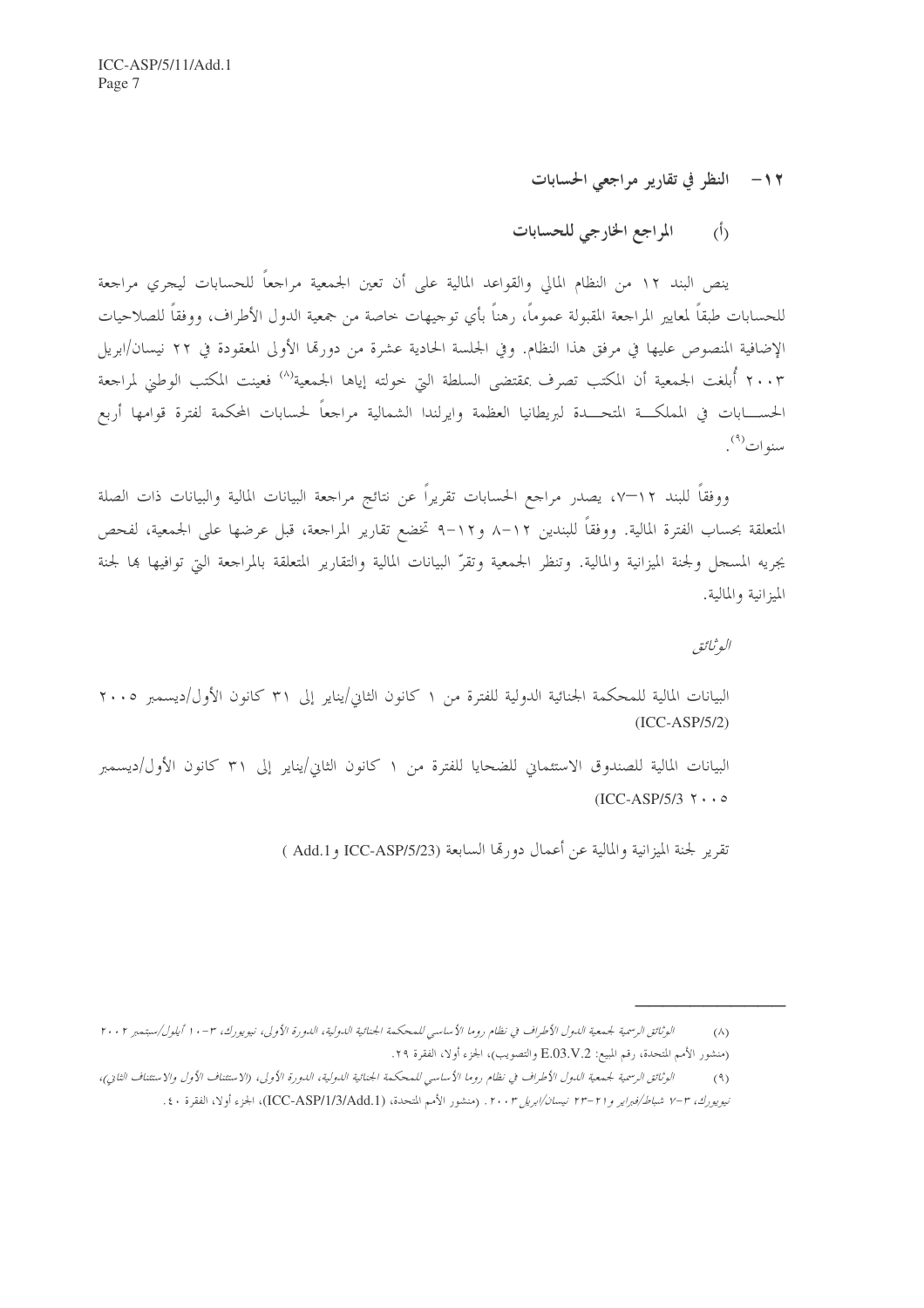## ١٢- النظر في تقارير مراجعي الحسابات

### (أ) المراجع الخارجي للحسابات

ينص البند ١٢ من النظام المالي والقواعد المالية على أن تعين الجمعية مراجعاً للحسابات ليجري مراجعة للحسابات طبقاً لمعايير المراجعة المقبولة عموماً، رهناً بأي توجيهات خاصة من جمعية الدول الأطراف، ووفقاً للصلاحيات الإضافية المنصوص عليها في مرفق هذا النظام. وفي الجلسة الحادية عشرة من دورتها الأولى المعقودة في ٢٢ نيسان/ابريل ٢٠٠٣ أُبلغت الجمعية أن المكتب تصرف بمقتضى السلطة التي خولته إياها الجمعية[٨] فعينت المكتب الوطني لمراجعة الحسابات في المملكة المتحدة لبريطانيا العظمة وايرلندا الشمالية مراجعاً لحسابات المحكمة لفترة قوامها أربع سنوات[٩].

ووفقاً للبند ١٢-٧، يصدر مراجع الحسابات تقريراً عن نتائج مراجعة البيانات المالية والبيانات ذات الصلة المتعلقة بحساب الفترة المالية. ووفقاً للبندين ١٢-٨ و١٢-٩ تخضع تقارير المراجعة، قبل عرضها على الجمعية، لفحص يجريه المسجل ولجنة الميزانية والمالية. وتنظر الجمعية وتقرّ البيانات المالية والتقارير المتعلقة بالمراجعة التي توافيها بها لجنة الميزانية والمالية.

*الوثائق*

البيانات المالية للمحكمة الجنائية الدولية للفترة من ١ كانون الثاني/يناير إلى ٣١ كانون الأول/ديسمبر ٢٠٠٥ (ICC-ASP/5/2)

البيانات المالية للصندوق الاستئماني للضحايا للفترة من ١ كانون الثاني/يناير إلى ٣١ كانون الأول/ديسمبر ٢٠٠٥ (ICC-ASP/5/3

تقرير لجنة الميزانية والمالية عن أعمال دورتها السابعة (ICC-ASP/5/23 وAdd.1 )

---

(٨) *الوثائق الرسمية لجمعية الدول الأطراف في نظام روما الأساسي للمحكمة الجنائية الدولية، الدورة الأولى، نيويورك، ٣-١٠ أيلول/سبتمبر ٢٠٠٢* (منشور الأمم المتحدة، رقم المبيع: E.03.V.2 والتصويب)، الجزء أولا، الفقرة ٢٩.

(٩) *الوثائق الرسمية لجمعية الدول الأطراف في نظام روما الأساسي للمحكمة الجنائية الدولية، الدورة الأولى، (الاستئناف الأول والاستئناف الثاني)، نيويورك، ٣-٧ شباط/فبراير و٢١-٢٣ نيسان/ابريل ٢٠٠٣*. (منشور الأمم المتحدة، (ICC-ASP/1/3/Add.1)، الجزء أولا، الفقرة ٤٠.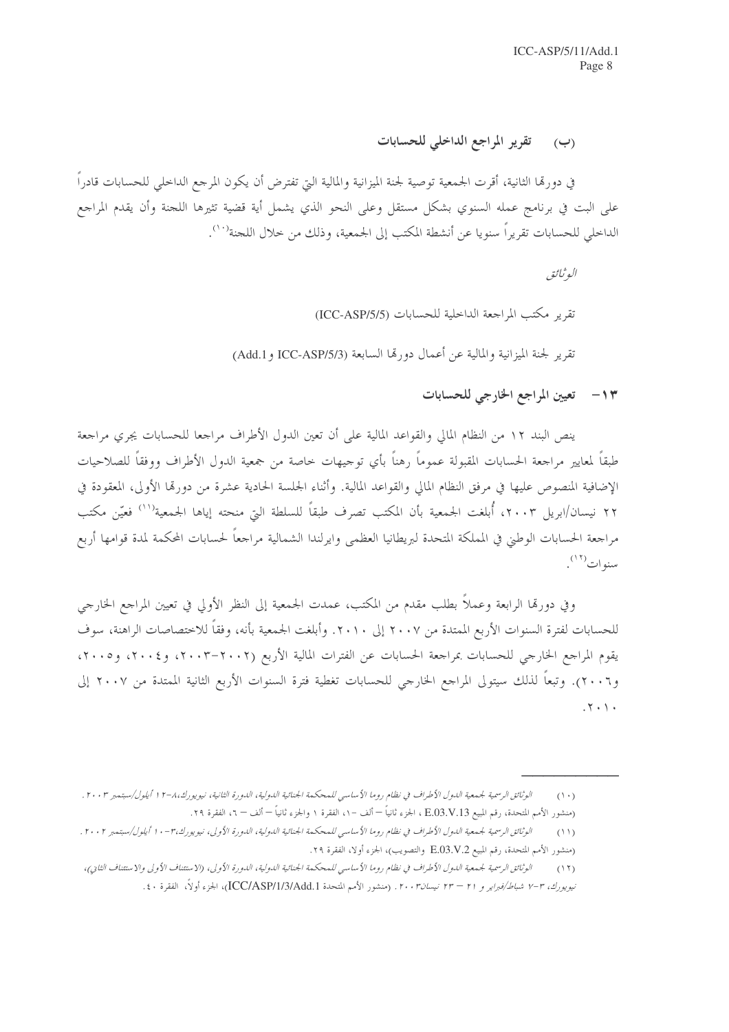### (ب) تقرير المراجع الداخلي للحسابات

في دورتها الثانية، أقرت الجمعية توصية لجنة الميزانية والمالية التي تفترض أن يكون المرجع الداخلي للحسابات قادراً على البت في برنامج عمله السنوي بشكل مستقل وعلى النحو الذي يشمل أية قضية تثيرها اللجنة وأن يقدم المراجع الداخلي للحسابات تقريراً سنويا عن أنشطة المكتب إلى الجمعية، وذلك من خلال اللجنة[10].

*الوثائق*

تقرير مكتب المراجعة الداخلية للحسابات (ICC-ASP/5/5)

تقرير لجنة الميزانية والمالية عن أعمال دورتها السابعة (ICC-ASP/5/3 وAdd.1)

## ١٣- تعيين المراجع الخارجي للحسابات

ينص البند ١٢ من النظام المالي والقواعد المالية على أن تعين الدول الأطراف مراجعا للحسابات يجري مراجعة طبقاً لمعايير مراجعة الحسابات المقبولة عموماً رهناً بأي توجيهات خاصة من جمعية الدول الأطراف ووفقاً للصلاحيات الإضافية المنصوص عليها في مرفق النظام المالي والقواعد المالية. وأثناء الجلسة الحادية عشرة من دورتها الأولى، المعقودة في ٢٢ نيسان/ابريل ٢٠٠٣، أُبلغت الجمعية بأن المكتب تصرف طبقاً للسلطة التي منحته إياها الجمعية[11] فعيّن مكتب مراجعة الحسابات الوطني في المملكة المتحدة لبريطانيا العظمى وايرلندا الشمالية مراجعاً لحسابات المحكمة لمدة قوامها أربع سنوات[12].

وفي دورتها الرابعة وعملاً بطلب مقدم من المكتب، عمدت الجمعية إلى النظر الأولي في تعيين المراجع الخارجي للحسابات لفترة السنوات الأربع الممتدة من ٢٠٠٧ إلى ٢٠١٠. وأبلغت الجمعية بأنه، وفقاً للاختصاصات الراهنة، سوف يقوم المراجع الخارجي للحسابات بمراجعة الحسابات عن الفترات المالية الأربع (٢٠٠٢-٢٠٠٣، و٢٠٠٤، و٢٠٠٥، و٢٠٠٦). وتبعاً لذلك سيتولى المراجع الخارجي للحسابات تغطية فترة السنوات الأربع الثانية الممتدة من ٢٠٠٧ إلى ٢٠١٠.

---

(١٠) *الوثائق الرسمية لجمعية الدول الأطراف في نظام روما الأساسي للمحكمة الجنائية الدولية، الدورة الثانية، نيويورك، ٨-١٢ أيلول/سبتمبر ٢٠٠٣.* (منشور الأمم المتحدة، رقم المبيع E.03.V.13، الجزء ثانياً – ألف -١، الفقرة ١ والجزء ثانياً – ألف – ٦، الفقرة ٢٩.

(١١) *الوثائق الرسمية لجمعية الدول الأطراف في نظام روما الأساسي للمحكمة الجنائية الدولية، الدورة الأولى، نيويورك، ٣-١٠ أيلول/سبتمبر ٢٠٠٢.* (منشور الأمم المتحدة، رقم المبيع E.03.V.2 والتصويب)، الجزء أولا، الفقرة ٢٩.

(١٢) *الوثائق الرسمية لجمعية الدول الأطراف في نظام روما الأساسي للمحكمة الجنائية الدولية، الدورة الأولى، (الاستئناف الأول والاستئناف الثاني)، نيويورك، ٣-٧ شباط/فبراير و ٢١ – ٢٣ نيسان ٢٠٠٣.* (منشور الأمم المتحدة ICC/ASP/1/3/Add.1)، الجزء أولاً، الفقرة ٤٠.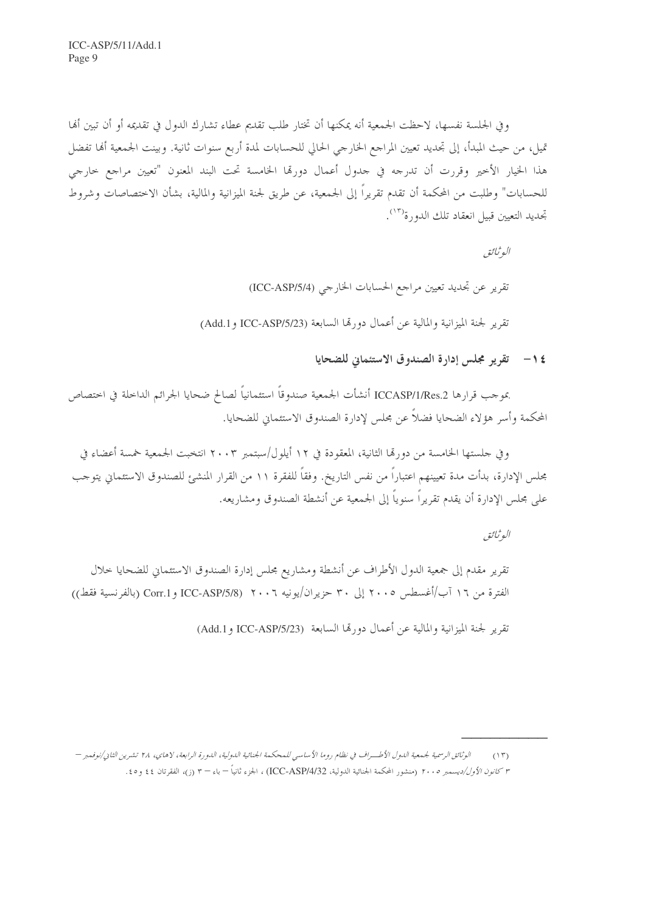وفي الجلسة نفسها، لاحظت الجمعية أنه يمكنها أن تختار طلب تقديم عطاء تشارك الدول في تقديمه أو أن تبين أنها تميل، من حيث المبدأ، إلى تجديد تعيين المراجع الخارجي الحالي للحسابات لمدة أربع سنوات ثانية. وبينت الجمعية أنها تفضل هذا الخيار الأخير وقررت أن تدرجه في جدول أعمال دورتها الخامسة تحت البند المعنون "تعيين مراجع خارجي للحسابات" وطلبت من المحكمة أن تقدم تقريراً إلى الجمعية، عن طريق لجنة الميزانية والمالية، بشأن الاختصاصات وشروط تجديد التعيين قبيل انعقاد تلك الدورة[13].

*الوثائق*

تقرير عن تجديد تعيين مراجع الحسابات الخارجي (ICC-ASP/5/4)

تقرير لجنة الميزانية والمالية عن أعمال دورتها السابعة (ICC-ASP/5/23 وAdd.1)

## ١٤- تقرير مجلس إدارة الصندوق الاستئماني للضحايا

بموجب قرارها ICCASP/1/Res.2 أنشأت الجمعية صندوقاً استئمانياً لصالح ضحايا الجرائم الداخلة في اختصاص المحكمة وأسر هؤلاء الضحايا فضلاً عن مجلس لإدارة الصندوق الاستئماني للضحايا.

وفي جلستها الخامسة من دورتها الثانية، المعقودة في ١٢ أيلول/سبتمبر ٢٠٠٣ انتخبت الجمعية خمسة أعضاء في مجلس الإدارة، بدأت مدة تعيينهم اعتباراً من نفس التاريخ. وفقاً للفقرة ١١ من القرار المنشئ للصندوق الاستئماني يتوجب على مجلس الإدارة أن يقدم تقريراً سنوياً إلى الجمعية عن أنشطة الصندوق ومشاريعه.

*الوثائق*

تقرير مقدم إلى جمعية الدول الأطراف عن أنشطة ومشاريع مجلس إدارة الصندوق الاستئماني للضحايا خلال الفترة من ١٦ آب/أغسطس ٢٠٠٥ إلى ٣٠ حزيران/يونيه ٢٠٠٦ (ICC-ASP/5/8 وCorr.1 (بالفرنسية فقط))

تقرير لجنة الميزانية والمالية عن أعمال دورتها السابعة (ICC-ASP/5/23 وAdd.1)

---

(١٣) *الوثائق الرسمية لجمعية الدول الأطراف في نظام روما الأساسي للمحكمة الجنائية الدولية، الدورة الرابعة، لاهاي، ٢٨ تشرين الثاني/نوفمبر – ٣ كانون الأول/ديسمبر ٢٠٠٥* (منشور المحكمة الجنائية الدولية، ICC-ASP/4/32) ، الجزء ثانياً – باء – ٣ (ز)، الفقرتان ٤٤ و٤٥.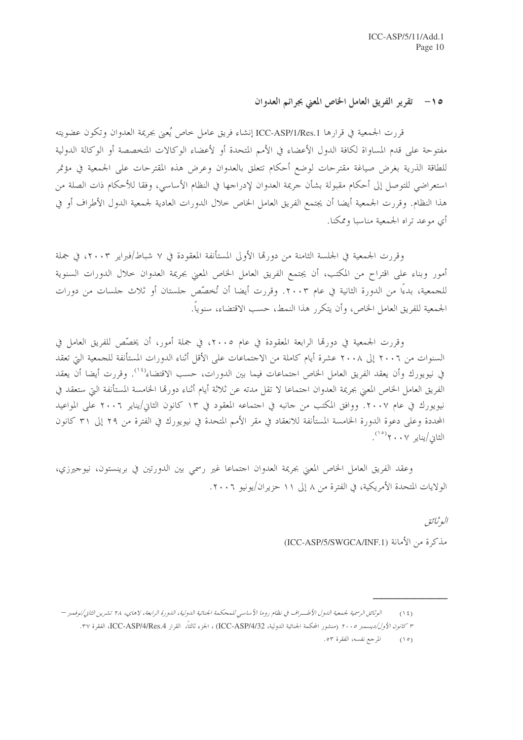## ١٥- تقرير الفريق العامل الخاص المعني بجرائم العدوان

قررت الجمعية في قرارها ICC-ASP/1/Res.1 إنشاء فريق عامل خاص يُعنى بجريمة العدوان وتكون عضويته مفتوحة على قدم المساواة لكافة الدول الأعضاء في الأمم المتحدة أو لأعضاء الوكالات المتخصصة أو الوكالة الدولية للطاقة الذرية بغرض صياغة مقترحات لوضع أحكام تتعلق بالعدوان وعرض هذه المقترحات على الجمعية في مؤتمر استعراضي للتوصل إلى أحكام مقبولة بشأن جريمة العدوان لإدراجها في النظام الأساسي، وفقا للأحكام ذات الصلة من هذا النظام. وقررت الجمعية أيضا أن يجتمع الفريق العامل الخاص خلال الدورات العادية لجمعية الدول الأطراف أو في أي موعد تراه الجمعية مناسبا وممكنا.

وقررت الجمعية في الجلسة الثامنة من دورتها الأولى المستأنفة المعقودة في ٧ شباط/فبراير ٢٠٠٣، في جملة أمور وبناء على اقتراح من المكتب، أن يجتمع الفريق العامل الخاص المعني بجريمة العدوان خلال الدورات السنوية للجمعية، بدءاً من الدورة الثانية في عام ٢٠٠٣. وقررت أيضا أن تُخصّص جلستان أو ثلاث جلسات من دورات الجمعية للفريق العامل الخاص، وأن يتكرر هذا النمط، حسب الاقتضاء، سنوياً.

وقررت الجمعية في دورتها الرابعة المعقودة في عام ٢٠٠٥، في جملة أمور، أن يخصّص للفريق العامل في السنوات من ٢٠٠٦ إلى ٢٠٠٨ عشرة أيام كاملة من الاجتماعات على الأقل أثناء الدورات المستأنفة للجمعية التي تعقد في نيويورك وأن يعقد الفريق العامل الخاص اجتماعات فيما بين الدورات، حسب الاقتضاء[١٤]. وقررت أيضا أن يعقد الفريق العامل الخاص المعني بجريمة العدوان اجتماعا لا تقل مدته عن ثلاثة أيام أثناء دورتها الخامسة المستأنفة التي ستعقد في نيويورك في عام ٢٠٠٧. ووافق المكتب من جانبه في اجتماعه المعقود في ١٣ كانون الثاني/يناير ٢٠٠٦ على المواعيد المحددة وعلى دعوة الدورة الخامسة المستأنفة للانعقاد في مقر الأمم المتحدة في نيويورك في الفترة من ٢٩ إلى ٣١ كانون الثاني/يناير ٢٠٠٧[١٥].

وعقد الفريق العامل الخاص المعني بجريمة العدوان اجتماعا غير رسمي بين الدورتين في برينستون، نيوجيرزي، الولايات المتحدة الأمريكية، في الفترة من ٨ إلى ١١ حزيران/يونيو ٢٠٠٦.

*الوثائق*

مذكرة من الأمانة (ICC-ASP/5/SWGCA/INF.1)

---

(١٤) *الوثائق الرسمية لجمعية الدول الأطراف في نظام روما الأساسي للمحكمة الجنائية الدولية، الدورة الرابعة، لاهاي، ٢٨ تشرين الثاني/نوفمبر – ٣ كانون الأول/ديسمبر ٢٠٠٥* (منشور المحكمة الجنائية الدولية، ICC-ASP/4/32) ، الجزء ثالثاً، القرار ICC-ASP/4/Res.4، الفقرة ٣٧.

(١٥) المرجع نفسه، الفقرة ٥٣.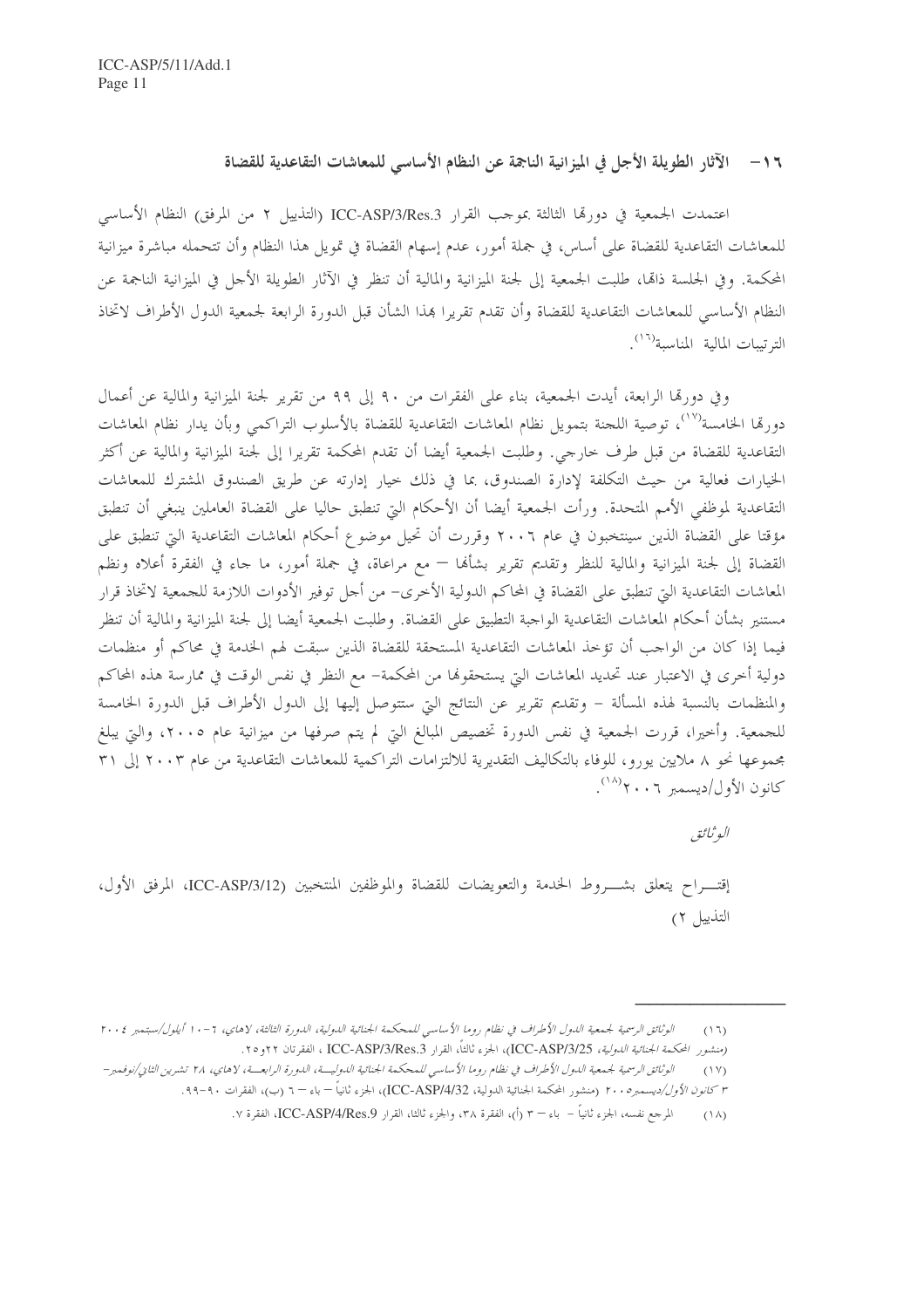## ١٦- الآثار الطويلة الأجل في الميزانية الناجمة عن النظام الأساسي للمعاشات التقاعدية للقضاة

اعتمدت الجمعية في دورتها الثالثة بموجب القرار ICC-ASP/3/Res.3 (التذييل ٢ من المرفق) النظام الأساسي للمعاشات التقاعدية للقضاة على أساس، في جملة أمور، عدم إسهام القضاة في تمويل هذا النظام وأن تتحمله مباشرة ميزانية المحكمة. وفي الجلسة ذاتها، طلبت الجمعية إلى لجنة الميزانية والمالية أن تنظر في الآثار الطويلة الأجل في الميزانية الناجمة عن النظام الأساسي للمعاشات التقاعدية للقضاة وأن تقدم تقريرا بهذا الشأن قبل الدورة الرابعة لجمعية الدول الأطراف لاتخاذ الترتيبات المالية المناسبة[١٦].

وفي دورتها الرابعة، أيدت الجمعية، بناء على الفقرات من ٩٠ إلى ٩٩ من تقرير لجنة الميزانية والمالية عن أعمال دورتها الخامسة[١٧]، توصية اللجنة بتمويل نظام المعاشات التقاعدية للقضاة بالأسلوب التراكمي وبأن يدار نظام المعاشات التقاعدية للقضاة من قبل طرف خارجي. وطلبت الجمعية أيضا أن تقدم المحكمة تقريرا إلى لجنة الميزانية والمالية عن أكثر الخيارات فعالية من حيث التكلفة لإدارة الصندوق، بما في ذلك خيار إدارته عن طريق الصندوق المشترك للمعاشات التقاعدية لموظفي الأمم المتحدة. ورأت الجمعية أيضا أن الأحكام التي تنطبق حاليا على القضاة العاملين ينبغي أن تنطبق مؤقتا على القضاة الذين سينتخبون في عام ٢٠٠٦ وقررت أن تحيل موضوع أحكام المعاشات التقاعدية التي تنطبق على القضاة إلى لجنة الميزانية والمالية للنظر وتقديم تقرير بشأنها – مع مراعاة، في جملة أمور، ما جاء في الفقرة أعلاه ونظم المعاشات التقاعدية التي تنطبق على القضاة في المحاكم الدولية الأخرى- من أجل توفير الأدوات اللازمة للجمعية لاتخاذ قرار مستنير بشأن أحكام المعاشات التقاعدية الواجبة التطبيق على القضاة. وطلبت الجمعية أيضا إلى لجنة الميزانية والمالية أن تنظر فيما إذا كان من الواجب أن تؤخذ المعاشات التقاعدية المستحقة للقضاة الذين سبقت لهم الخدمة في محاكم أو منظمات دولية أخرى في الاعتبار عند تحديد المعاشات التي يستحقونها من المحكمة- مع النظر في نفس الوقت في ممارسة هذه المحاكم والمنظمات بالنسبة لهذه المسألة – وتقديم تقرير عن النتائج التي ستتوصل إليها إلى الدول الأطراف قبل الدورة الخامسة للجمعية. وأخيرا، قررت الجمعية في نفس الدورة تخصيص المبالغ التي لم يتم صرفها من ميزانية عام ٢٠٠٥، والتي يبلغ مجموعها نحو ٨ ملايين يورو، للوفاء بالتكاليف التقديرية للالتزامات التراكمية للمعاشات التقاعدية من عام ٢٠٠٣ إلى ٣١ كانون الأول/ديسمبر ٢٠٠٦[١٨].

*الوثائق*

إقتـــراح يتعلق بشـــروط الخدمة والتعويضات للقضاة والموظفين المنتخبين (ICC-ASP/3/12، المرفق الأول، التذييل ٢)

---

(١٦) *الوثائق الرسمية لجمعية الدول الأطراف في نظام روما الأساسي للمحكمة الجنائية الدولية، الدورة الثالثة، لاهاي، ٦-١٠ أيلول/سبتمبر ٢٠٠٤ (منشور المحكمة الجنائية الدولية*، ICC-ASP/3/25)، الجزء ثالثا، القرار ICC-ASP/3/Res.3 ، الفقرتان ٢٢و٢٥.

(١٧) *الوثائق الرسمية لجمعية الدول الأطراف في نظام روما الأساسي للمحكمة الجنائية الدوليـة، الدورة الرابعـة، لاهاي، ٢٨ تشرين الثاني/نوفمبر- ٣ كانون الأول/ديسمبر٢٠٠٥* (منشور المحكمة الجنائية الدولية، ICC-ASP/4/32)، الجزء ثانياً – باء – ٦ (ب)، الفقرات ٩٠-٩٩.

(١٨) المرجع نفسه، الجزء ثانياً – باء – ٣ (أ)، الفقرة ٣٨، والجزء ثالثا، القرار ICC-ASP/4/Res.9، الفقرة ٧.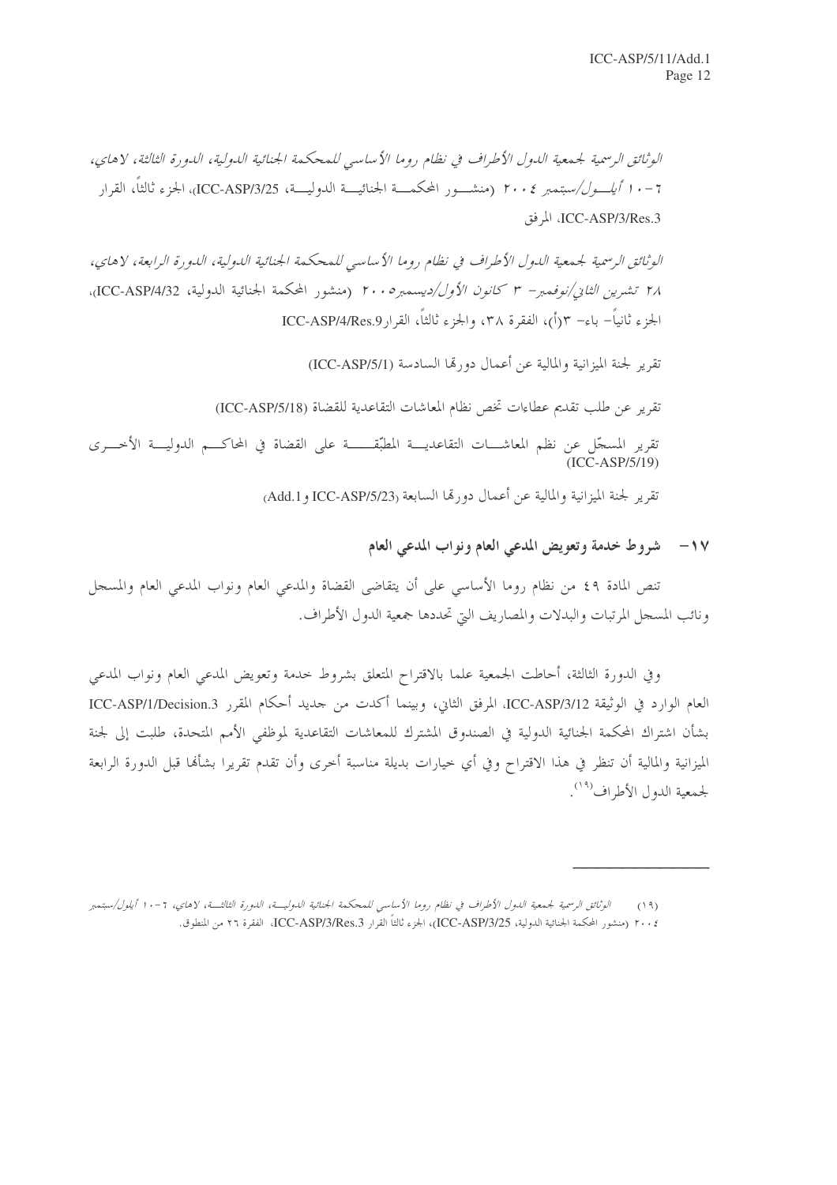*الوثائق الرسمية لجمعية الدول الأطراف في نظام روما الأساسي للمحكمة الجنائية الدولية، الدورة الثالثة، لاهاي، ٦-١٠ أيلول/سبتمبر* ٢٠٠٤ (منشور المحكمة الجنائية الدولية، ICC-ASP/3/25)، الجزء ثالثاً، القرار ICC-ASP/3/Res.3، المرفق

*الوثائق الرسمية لجمعية الدول الأطراف في نظام روما الأساسي للمحكمة الجنائية الدولية، الدورة الرابعة، لاهاي، ٢٨ تشرين الثاني/نوفمبر- ٣ كانون الأول/ديسمبر* ٢٠٠٥ (منشور المحكمة الجنائية الدولية، ICC-ASP/4/32)، الجزء ثانياً- باء- ٣(أ)، الفقرة ٣٨، والجزء ثالثاً، القرار ICC-ASP/4/Res.9

تقرير لجنة الميزانية والمالية عن أعمال دورتها السادسة (ICC-ASP/5/1)

تقرير عن طلب تقديم عطاءات تخص نظام المعاشات التقاعدية للقضاة (ICC-ASP/5/18)

تقرير المسجّل عن نظم المعاشات التقاعدية المطبّقة على القضاة في المحاكم الدولية الأخرى (ICC-ASP/5/19)

تقرير لجنة الميزانية والمالية عن أعمال دورتها السابعة (ICC-ASP/5/23 وAdd.1)

## ١٧- شروط خدمة وتعويض المدعي العام ونواب المدعي العام

تنص المادة ٤٩ من نظام روما الأساسي على أن يتقاضى القضاة والمدعي العام ونواب المدعي العام والمسجل ونائب المسجل المرتبات والبدلات والمصاريف التي تحددها جمعية الدول الأطراف.

وفي الدورة الثالثة، أحاطت الجمعية علما بالاقتراح المتعلق بشروط خدمة وتعويض المدعي العام ونواب المدعي العام الوارد في الوثيقة ICC-ASP/3/12، المرفق الثاني، وبينما أكدت من جديد أحكام المقرر ICC-ASP/1/Decision.3 بشأن اشتراك المحكمة الجنائية الدولية في الصندوق المشترك للمعاشات التقاعدية لموظفي الأمم المتحدة، طلبت إلى لجنة الميزانية والمالية أن تنظر في هذا الاقتراح وفي أي خيارات بديلة مناسبة أخرى وأن تقدم تقريرا بشأنها قبل الدورة الرابعة لجمعية الدول الأطراف[١٩].

---

(١٩) *الوثائق الرسمية لجمعية الدول الأطراف في نظام روما الأساسي للمحكمة الجنائية الدولية، الدورة الثالثة، لاهاي، ٦-١٠ أيلول/سبتمبر* ٢٠٠٤ (منشور المحكمة الجنائية الدولية، ICC-ASP/3/25)، الجزء ثالثاً القرار ICC-ASP/3/Res.3، الفقرة ٢٦ من المنطوق.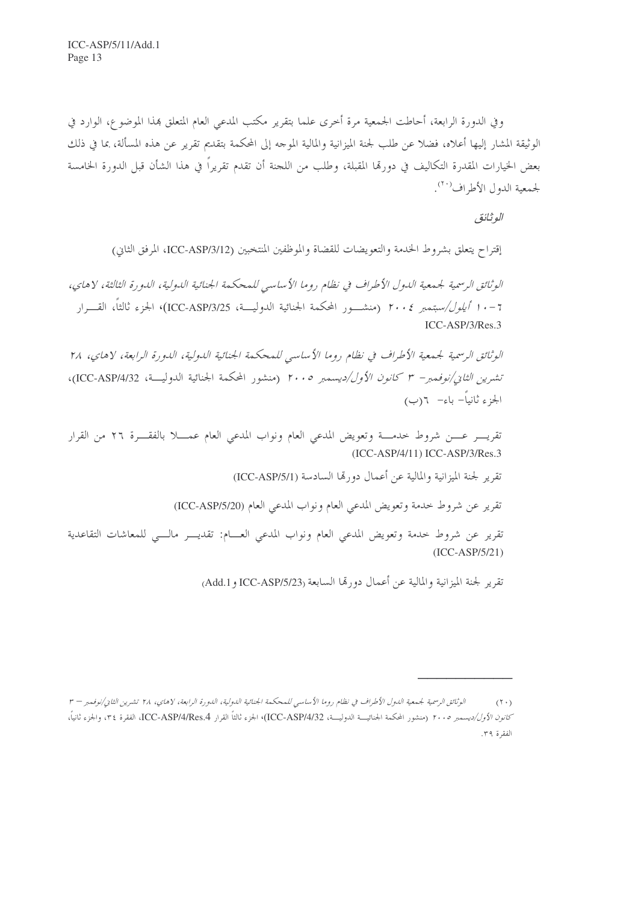وفي الدورة الرابعة، أحاطت الجمعية مرة أخرى علما بتقرير مكتب المدعي العام المتعلق بهذا الموضوع، الوارد في الوثيقة المشار إليها أعلاه، فضلا عن طلب لجنة الميزانية والمالية الموجه إلى المحكمة بتقديم تقرير عن هذه المسألة، بما في ذلك بعض الخيارات المقدرة التكاليف في دورتها المقبلة، وطلب من اللجنة أن تقدم تقريراً في هذا الشأن قبل الدورة الخامسة لجمعية الدول الأطراف[٢٠].

*الوثائق*

إقتراح يتعلق بشروط الخدمة والتعويضات للقضاة والموظفين المنتخبين (ICC-ASP/3/12، المرفق الثاني)

*الوثائق الرسمية لجمعية الدول الأطراف في نظام روما الأساسي للمحكمة الجنائية الدولية، الدورة الثالثة، لاهاي، ٦-١٠ أيلول/سبتمبر ٢٠٠٤* (منشور المحكمة الجنائية الدولية، ICC-ASP/3/25)، الجزء ثالثاً، القرار ICC-ASP/3/Res.3

*الوثائق الرسمية لجمعية الدول الأطراف في نظام روما الأساسي للمحكمة الجنائية الدولية، الدورة الرابعة، لاهاي، ٢٨ تشرين الثاني/نوفمبر- ٣ كانون الأول/ديسمبر ٢٠٠٥* (منشور المحكمة الجنائية الدولية، ICC-ASP/4/32)، الجزء ثانياً- باء- ٦(ب)

تقرير عن شروط خدمة وتعويض المدعي العام ونواب المدعي العام عملا بالفقرة ٢٦ من القرار ICC-ASP/3/Res.3 (ICC-ASP/4/11)

تقرير لجنة الميزانية والمالية عن أعمال دورتها السادسة (ICC-ASP/5/1)

تقرير عن شروط خدمة وتعويض المدعي العام ونواب المدعي العام (ICC-ASP/5/20)

تقرير عن شروط خدمة وتعويض المدعي العام ونواب المدعي العام: تقدير مالي للمعاشات التقاعدية (ICC-ASP/5/21)

تقرير لجنة الميزانية والمالية عن أعمال دورتها السابعة (ICC-ASP/5/23 وAdd.1)

---

(٢٠) *الوثائق الرسمية لجمعية الدول الأطراف في نظام روما الأساسي للمحكمة الجنائية الدولية، الدورة الرابعة، لاهاي، ٢٨ تشرين الثاني/نوفمبر – ٣ كانون الأول/ديسمبر ٢٠٠٥* (منشور المحكمة الجنائية الدولية، ICC-ASP/4/32)، الجزء ثالثاً القرار ICC-ASP/4/Res.4، الفقرة ٣٤، والجزء ثانياً، الفقرة ٣٩.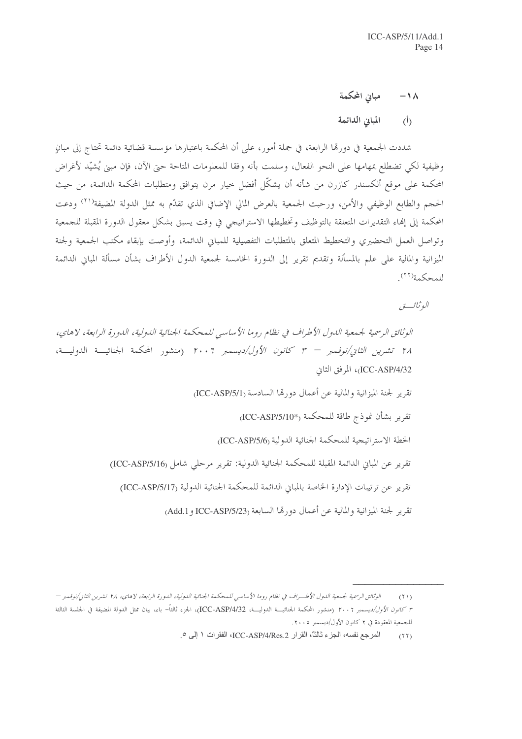## ١٨- مباني المحكمة

### (أ) المباني الدائمة

شددت الجمعية في دورتها الرابعة، في جملة أمور، على أن المحكمة باعتبارها مؤسسة قضائية دائمة تحتاج إلى مبانٍ وظيفية لكي تضطلع بمهامها على النحو الفعال، وسلمت بأنه وفقا للمعلومات المتاحة حتى الآن، فإن مبنى يُشيّد لأغراض المحكمة على موقع ألكسندر كازرن من شأنه أن يشكّل أفضل خيار مرن يتوافق ومتطلبات المحكمة الدائمة، من حيث الحجم والطابع الوظيفي والأمن، ورحبت الجمعية بالعرض المالي الإضافي الذي تقدّم به ممثل الدولة المضيفة[21] ودعت المحكمة إلى إنهاء التقديرات المتعلقة بالتوظيف وتخطيطها الاستراتيجي في وقت يسبق بشكل معقول الدورة المقبلة للجمعية وتواصل العمل التحضيري والتخطيط المتعلق بالمتطلبات التفصيلية للمباني الدائمة، وأوصت بإبقاء مكتب الجمعية ولجنة الميزانية والمالية على علم بالمسألة وتقديم تقرير إلى الدورة الخامسة لجمعية الدول الأطراف بشأن مسألة المباني الدائمة للمحكمة[22].

*الوثائق*

*الوثائق الرسمية لجمعية الدول الأطراف في نظام روما الأساسي للمحكمة الجنائية الدولية، الدورة الرابعة، لاهاي، ٢٨ تشرين الثاني/نوفمبر – ٣ كانون الأول/ديسمبر ٢٠٠٦* (منشور المحكمة الجنائية الدولية، ICC-ASP/4/32)، المرفق الثاني

تقرير لجنة الميزانية والمالية عن أعمال دورتها السادسة (ICC-ASP/5/1)

تقرير بشأن نموذج طاقة للمحكمة (ICC-ASP/5/10*)

الخطة الاستراتيجية للمحكمة الجنائية الدولية (ICC-ASP/5/6)

تقرير عن المباني الدائمة المقبلة للمحكمة الجنائية الدولية: تقرير مرحلي شامل (ICC-ASP/5/16)

تقرير عن ترتيبات الإدارة الخاصة بالمباني الدائمة للمحكمة الجنائية الدولية (ICC-ASP/5/17)

تقرير لجنة الميزانية والمالية عن أعمال دورتها السابعة (ICC-ASP/5/23 و Add.1)

---

(٢١) *الوثائق الرسمية لجمعية الدول الأطراف في نظام روما الأساسي للمحكمة الجنائية الدولية، الدورة الرابعة، لاهاي، ٢٨ تشرين الثاني/نوفمبر – ٣ كانون الأول/ديسمبر ٢٠٠٦* (منشور المحكمة الجنائية الدولية، ICC-ASP/4/32)، الجزء ثالثاً- باء، بيان ممثل الدولة المضيفة في الجلسة الثالثة للجمعية المعقودة في ٢ كانون الأول/ديسمبر ٢٠٠٥.

(٢٢) المرجع نفسه، الجزء ثالثاً، القرار ICC-ASP/4/Res.2، الفقرات ١ إلى ٥.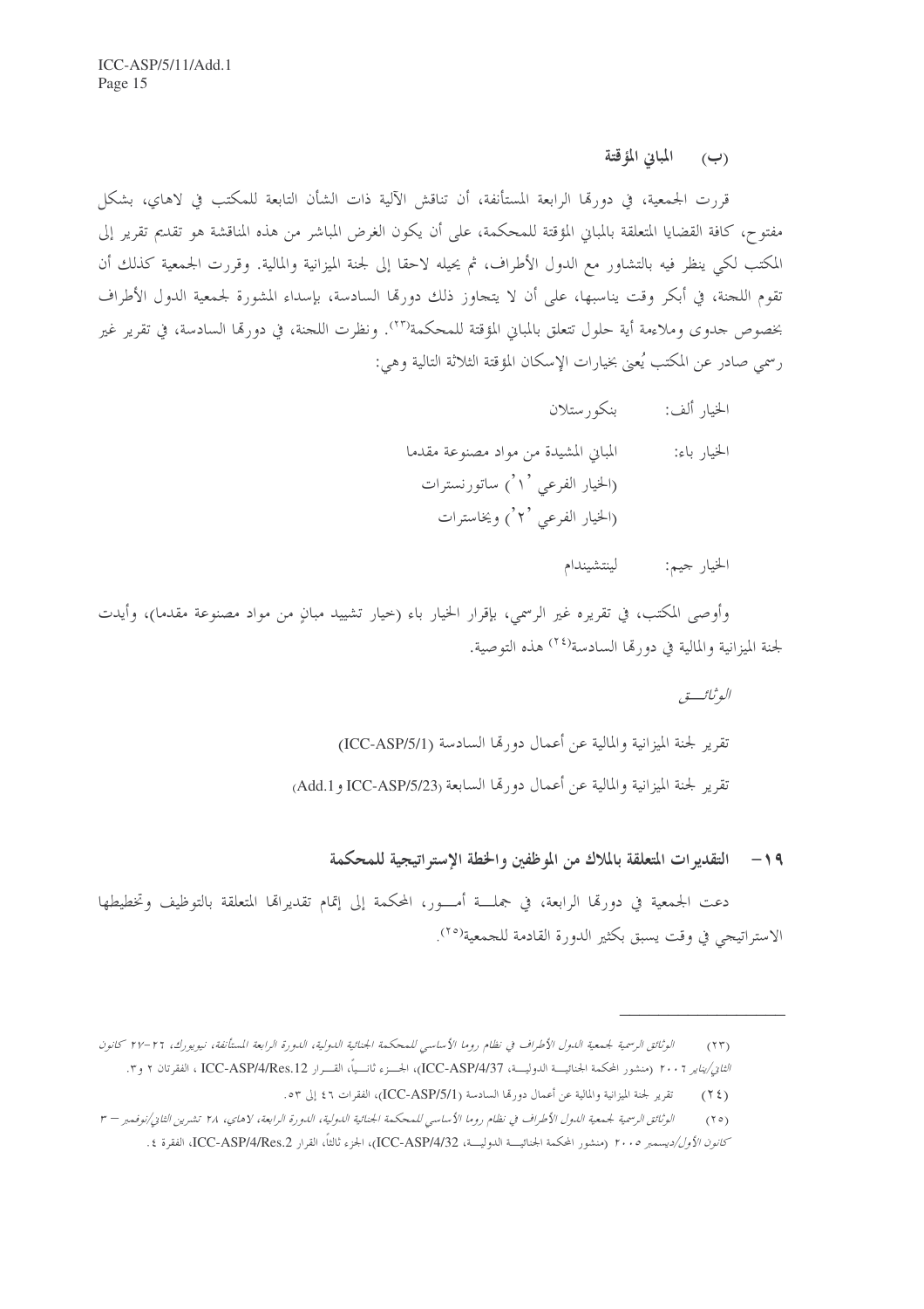### (ب) المباني المؤقتة

قررت الجمعية، في دورتها الرابعة المستأنفة، أن تناقش الآلية ذات الشأن التابعة للمكتب في لاهاي، بشكل مفتوح، كافة القضايا المتعلقة بالمباني المؤقتة للمحكمة، على أن يكون الغرض المباشر من هذه المناقشة هو تقديم تقرير إلى المكتب لكي ينظر فيه بالتشاور مع الدول الأطراف، ثم يحيله لاحقا إلى لجنة الميزانية والمالية. وقررت الجمعية كذلك أن تقوم اللجنة، في أبكر وقت يناسبها، على أن لا يتجاوز ذلك دورتها السادسة، بإسداء المشورة لجمعية الدول الأطراف بخصوص جدوى وملاءمة أية حلول تتعلق بالمباني المؤقتة للمحكمة[23]. ونظرت اللجنة، في دورتها السادسة، في تقرير غير رسمي صادر عن المكتب يُعنى بخيارات الإسكان المؤقتة الثلاثة التالية وهي:

الخيار ألف: بنكورستلان

الخيار باء: المباني المشيدة من مواد مصنوعة مقدما
(الخيار الفرعي '1') ساتورنسترات
(الخيار الفرعي '2') ويخاسترات

الخيار جيم: لينتشيندام

وأوصى المكتب، في تقريره غير الرسمي، بإقرار الخيار باء (خيار تشييد مبانٍ من مواد مصنوعة مقدما)، وأيدت لجنة الميزانية والمالية في دورتها السادسة[24] هذه التوصية.

*الوثائق*

تقرير لجنة الميزانية والمالية عن أعمال دورتها السادسة (ICC-ASP/5/1)

تقرير لجنة الميزانية والمالية عن أعمال دورتها السابعة (ICC-ASP/5/23 وAdd.1)

## 19- التقديرات المتعلقة بالملاك من الموظفين والخطة الإستراتيجية للمحكمة

دعت الجمعية في دورتها الرابعة، في جملة أمور، المحكمة إلى إتمام تقديراتها المتعلقة بالتوظيف وتخطيطها الاستراتيجي في وقت يسبق بكثير الدورة القادمة للجمعية[25].

---

(23) *الوثائق الرسمية لجمعية الدول الأطراف في نظام روما الأساسي للمحكمة الجنائية الدولية، الدورة الرابعة المستأنفة، نيويورك، 26-27 كانون الثاني/يناير 2006* (منشور المحكمة الجنائية الدولية، ICC-ASP/4/37)، الجزء ثانياً، القرار ICC-ASP/4/Res.12، الفقرتان 2 و3.

(24) تقرير لجنة الميزانية والمالية عن أعمال دورتها السادسة (ICC-ASP/5/1)، الفقرات 46 إلى 53.

(25) *الوثائق الرسمية لجمعية الدول الأطراف في نظام روما الأساسي للمحكمة الجنائية الدولية، الدورة الرابعة، لاهاي، 28 تشرين الثاني/نوفمبر – 3 كانون الأول/ديسمبر 2005* (منشور المحكمة الجنائية الدولية، ICC-ASP/4/32)، الجزء ثالثاً، القرار ICC-ASP/4/Res.2، الفقرة 4.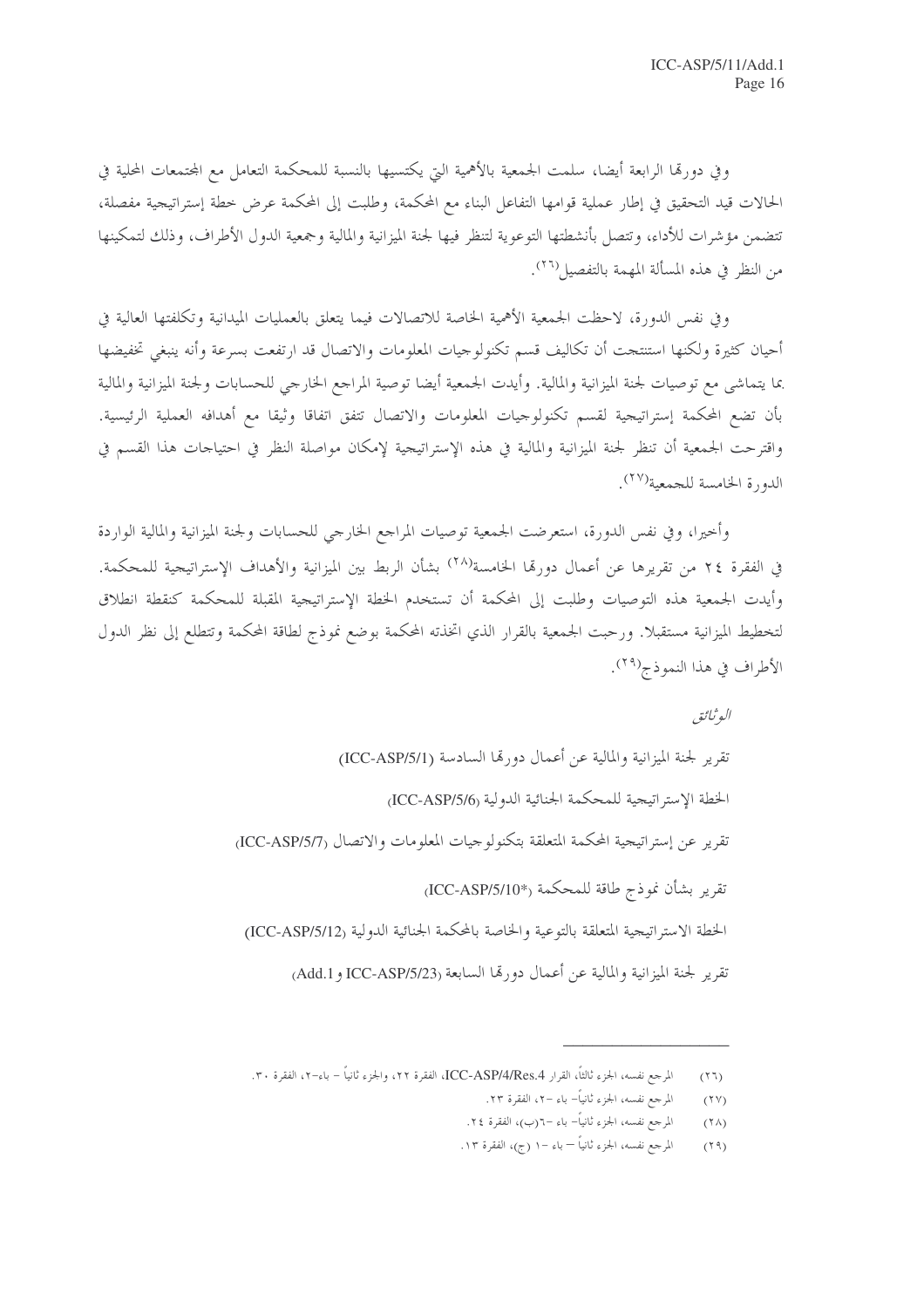وفي دورتها الرابعة أيضا، سلمت الجمعية بالأهمية التي يكتسيها بالنسبة للمحكمة التعامل مع المجتمعات المحلية في الحالات قيد التحقيق في إطار عملية قوامها التفاعل البناء مع المحكمة، وطلبت إلى المحكمة عرض خطة إستراتيجية مفصلة، تتضمن مؤشرات للأداء، وتتصل بأنشطتها التوعوية لتنظر فيها لجنة الميزانية والمالية وجمعية الدول الأطراف، وذلك لتمكينها من النظر في هذه المسألة المهمة بالتفصيل[٢٦].

وفي نفس الدورة، لاحظت الجمعية الأهمية الخاصة للاتصالات فيما يتعلق بالعمليات الميدانية وتكلفتها العالية في أحيان كثيرة ولكنها استنتجت أن تكاليف قسم تكنولوجيات المعلومات والاتصال قد ارتفعت بسرعة وأنه ينبغي تخفيضها بما يتماشى مع توصيات لجنة الميزانية والمالية. وأيدت الجمعية أيضا توصية المراجع الخارجي للحسابات ولجنة الميزانية والمالية بأن تضع المحكمة إستراتيجية لقسم تكنولوجيات المعلومات والاتصال تتفق اتفاقا وثيقا مع أهدافه العملية الرئيسية. واقترحت الجمعية أن تنظر لجنة الميزانية والمالية في هذه الإستراتيجية لإمكان مواصلة النظر في احتياجات هذا القسم في الدورة الخامسة للجمعية[٢٧].

وأخيرا، وفي نفس الدورة، استعرضت الجمعية توصيات المراجع الخارجي للحسابات ولجنة الميزانية والمالية الواردة في الفقرة ٢٤ من تقريرها عن أعمال دورتها الخامسة[٢٨] بشأن الربط بين الميزانية والأهداف الإستراتيجية للمحكمة. وأيدت الجمعية هذه التوصيات وطلبت إلى المحكمة أن تستخدم الخطة الإستراتيجية المقبلة للمحكمة كنقطة انطلاق لتخطيط الميزانية مستقبلا. ورحبت الجمعية بالقرار الذي اتخذته المحكمة بوضع نموذج لطاقة المحكمة وتتطلع إلى نظر الدول الأطراف في هذا النموذج[٢٩].

*الوثائق*

تقرير لجنة الميزانية والمالية عن أعمال دورتها السادسة (ICC-ASP/5/1)

الخطة الإستراتيجية للمحكمة الجنائية الدولية (ICC-ASP/5/6)

تقرير عن إستراتيجية المحكمة المتعلقة بتكنولوجيات المعلومات والاتصال (ICC-ASP/5/7)

تقرير بشأن نموذج طاقة للمحكمة (ICC-ASP/5/10*)

الخطة الاستراتيجية المتعلقة بالتوعية والخاصة بالمحكمة الجنائية الدولية (ICC-ASP/5/12)

تقرير لجنة الميزانية والمالية عن أعمال دورتها السابعة (ICC-ASP/5/23 وAdd.1)

---

(٢٦) المرجع نفسه، الجزء ثالثاً، القرار ICC-ASP/4/Res.4، الفقرة ٢٢، والجزء ثانياً – باء-٢، الفقرة ٣٠.

(٢٧) المرجع نفسه، الجزء ثانياً– باء -٢، الفقرة ٢٣.

(٢٨) المرجع نفسه، الجزء ثانياً– باء -٦(ب)، الفقرة ٢٤.

(٢٩) المرجع نفسه، الجزء ثانياً – باء -١ (ج)، الفقرة ١٣.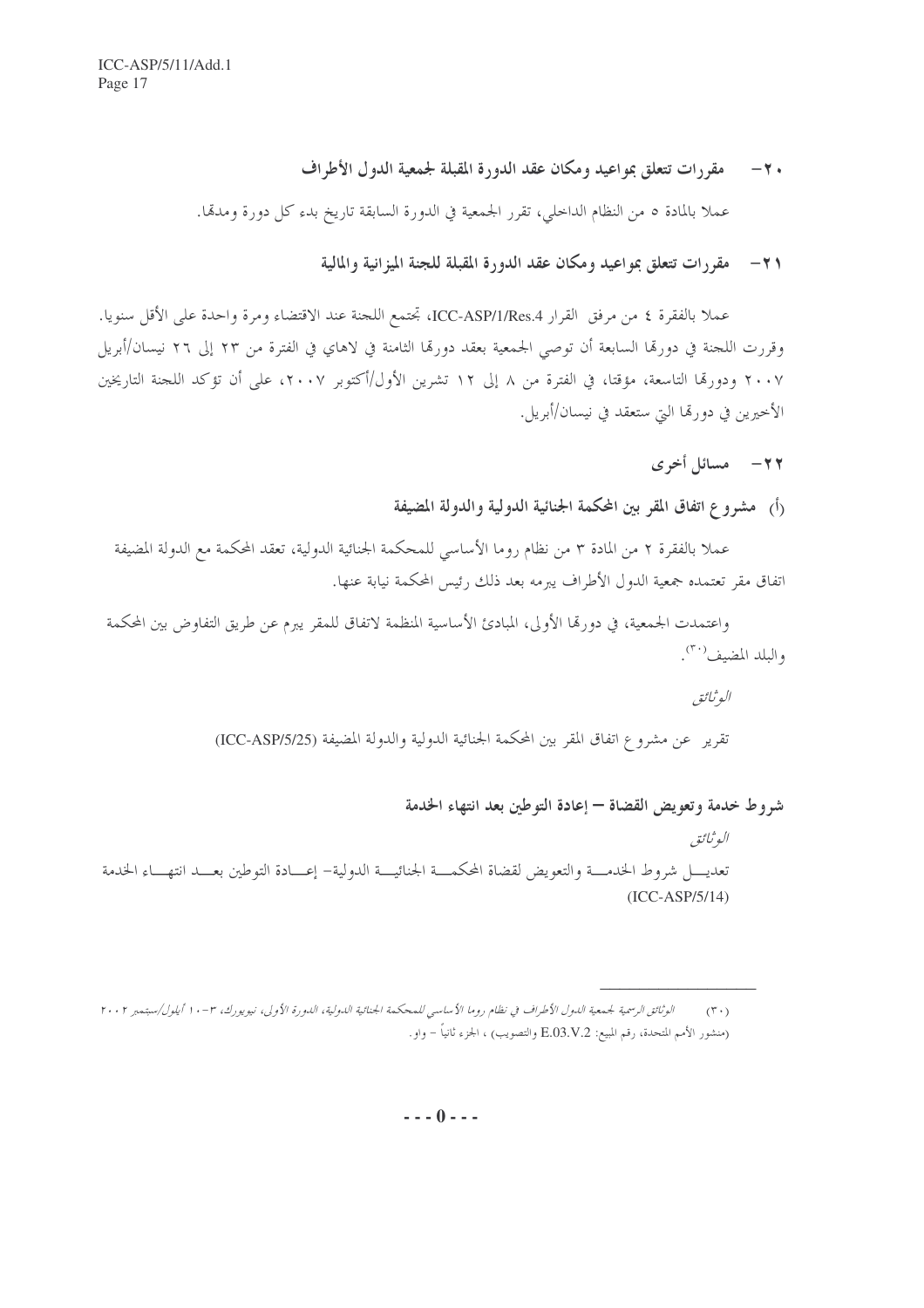### ٢٠– مقررات تتعلق بمواعيد ومكان عقد الدورة المقبلة لجمعية الدول الأطراف

عملا بالمادة ٥ من النظام الداخلي، تقرر الجمعية في الدورة السابقة تاريخ بدء كل دورة ومدتها.

### ٢١– مقررات تتعلق بمواعيد ومكان عقد الدورة المقبلة للجنة الميزانية والمالية

عملا بالفقرة ٤ من مرفق القرار ICC-ASP/1/Res.4، تجتمع اللجنة عند الاقتضاء ومرة واحدة على الأقل سنويا. وقررت اللجنة في دورتها السابعة أن توصي الجمعية بعقد دورتها الثامنة في لاهاي في الفترة من ٢٣ إلى ٢٦ نيسان/أبريل ٢٠٠٧ ودورتها التاسعة، مؤقتا، في الفترة من ٨ إلى ١٢ تشرين الأول/أكتوبر ٢٠٠٧، على أن تؤكد اللجنة التاريخين الأخيرين في دورتها التي ستعقد في نيسان/أبريل.

### ٢٢– مسائل أخرى

#### (أ) مشروع اتفاق المقر بين المحكمة الجنائية الدولية والدولة المضيفة

عملا بالفقرة ٢ من المادة ٣ من نظام روما الأساسي للمحكمة الجنائية الدولية، تعقد المحكمة مع الدولة المضيفة اتفاق مقر تعتمده جمعية الدول الأطراف يبرمه بعد ذلك رئيس المحكمة نيابة عنها.

واعتمدت الجمعية، في دورتها الأولى، المبادئ الأساسية المنظمة لاتفاق للمقر يبرم عن طريق التفاوض بين المحكمة والبلد المضيف[٣٠].

*الوثائق*

تقرير عن مشروع اتفاق المقر بين المحكمة الجنائية الدولية والدولة المضيفة (ICC-ASP/5/25)

#### شروط خدمة وتعويض القضاة – إعادة التوطين بعد انتهاء الخدمة

*الوثائق*

تعديل شروط الخدمة والتعويض لقضاة المحكمة الجنائية الدولية– إعادة التوطين بعد انتهاء الخدمة (ICC-ASP/5/14)

---

(٣٠) *الوثائق الرسمية لجمعية الدول الأطراف في نظام روما الأساسي للمحكمة الجنائية الدولية، الدورة الأولى، نيويورك، ٣-١٠ أيلول/سبتمبر ٢٠٠٢* (منشور الأمم المتحدة، رقم المبيع: E.03.V.2 والتصويب)، الجزء ثانياً – واو.

- - - 0 - - -